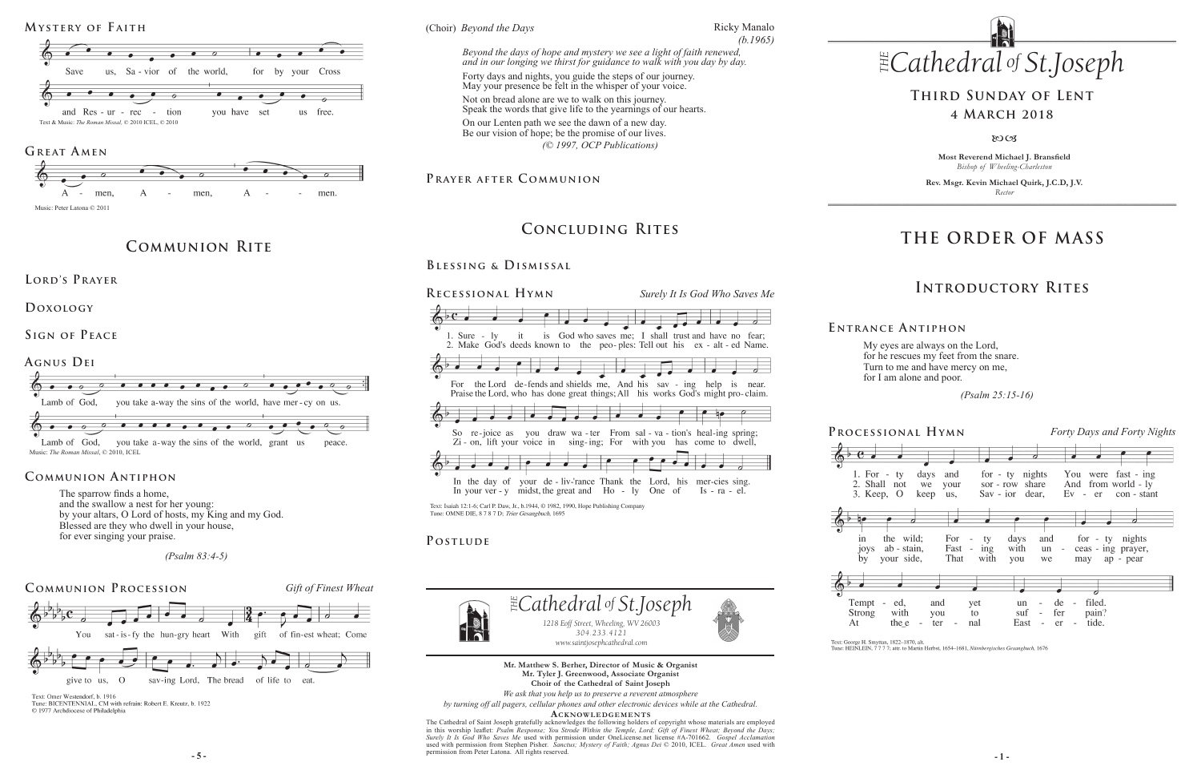## Mystery of Faith

Save us, Savior of the world, for by your Cross and Resurrection you have set us free.

Text & Music: *The Roman Missal*, © 2010 ICEL, © 2010

## Great Amen

Amen, Amen, Amen.

Music: Peter Latona © 2011

# Communion Rite

## Lord's Prayer

## Doxology

## Sign of Peace

## Agnus Dei

Lamb of God, you take away the sins of the world, have mercy on us.

Lamb of God, you take away the sins of the world, grant us peace.

Music: *The Roman Missal*, © 2010, ICEL

## Communion Antiphon

The sparrow finds a home,
and the swallow a nest for her young:
by your altars, O Lord of hosts, my King and my God.
Blessed are they who dwell in your house,
for ever singing your praise.

*(Psalm 83:4-5)*

## Communion Procession

*Gift of Finest Wheat*

You satisfy the hungry heart With gift of finest wheat; Come give to us, O saving Lord, The bread of life to eat.

Text: Omer Westendorf, b. 1916
Tune: BICENTENNIAL, CM with refrain: Robert E. Kreutz, b. 1922
© 1977 Archdiocese of Philadelphia.

(Choir) *Beyond the Days* — Ricky Manalo *(b.1965)*

*Beyond the days of hope and mystery we see a light of faith renewed, and in our longing we thirst for guidance to walk with you day by day.*

Forty days and nights, you guide the steps of our journey.
May your presence be felt in the whisper of your voice.

Not on bread alone are we to walk on this journey.
Speak the words that give life to the yearnings of our hearts.

On our Lenten path we see the dawn of a new day.
Be our vision of hope; be the promise of our lives.

*(© 1997, OCP Publications)*

## Prayer after Communion

# Concluding Rites

## Blessing & Dismissal

## Recessional Hymn

*Surely It Is God Who Saves Me*

1. Surely it is God who saves me; I shall trust and have no fear;
For the Lord defends and shields me, And his saving help is near.
So rejoice as you draw water From salvation's healing spring;
In the day of your deliv'rance Thank the Lord, his mercies sing.

2. Make God's deeds known to the peoples: Tell out his exalted Name.
Praise the Lord, who has done great things; All his works God's might proclaim.
Zion, lift your voice in singing; For with you has come to dwell,
In your very midst, the great and Holy One of Israel.

Text: Isaiah 12:1-6; Carl P. Daw, Jr., b.1944, © 1982, 1990, Hope Publishing Company
Tune: OMNE DIE, 8 7 8 7 D; *Trier Gesangbuch*, 1695

## Postlude

*The Cathedral of St. Joseph*
1218 Eoff Street, Wheeling, WV 26003
304.233.4121
www.saintjosephcathedral.com

**Mr. Matthew S. Berher, Director of Music & Organist**
**Mr. Tyler J. Greenwood, Associate Organist**
**Choir of the Cathedral of Saint Joseph**

*We ask that you help us to preserve a reverent atmosphere by turning off all pagers, cellular phones and other electronic devices while at the Cathedral.*

**Acknowledgements**

The Cathedral of Saint Joseph gratefully acknowledges the following holders of copyright whose materials are employed in this worship leaflet: *Psalm Response; You Strode Within the Temple, Lord; Gift of Finest Wheat; Beyond the Days; Surely It Is God Who Saves Me* used with permission under OneLicense.net license #A-701662. *Gospel Acclamation* used with permission from Stephen Pisher. *Sanctus; Mystery of Faith; Agnus Dei* © 2010, ICEL. *Great Amen* used with permission from Peter Latona. All rights reserved.

# The Cathedral of St. Joseph

## Third Sunday of Lent
## 4 March 2018

**Most Reverend Michael J. Bransfield**
*Bishop of Wheeling-Charleston*

**Rev. Msgr. Kevin Michael Quirk, J.C.D, J.V.**
*Rector*

# The Order of Mass

# Introductory Rites

## Entrance Antiphon

My eyes are always on the Lord,
for he rescues my feet from the snare.
Turn to me and have mercy on me,
for I am alone and poor.

*(Psalm 25:15-16)*

## Processional Hymn

*Forty Days and Forty Nights*

1. Forty days and forty nights You were fasting in the wild; Forty days and forty nights Tempted, and yet undefiled.
2. Shall not we your sorrow share And from worldly joys abstain, Fasting with unceasing prayer, Strong with you to suffer pain?
3. Keep, O keep us, Savior dear, Ever constant by your side, That with you we may appear At the eternal Eastertide.

Text: George H. Smyttan, 1822–1870, alt.
Tune: HEINLEIN, 7 7 7 7; attr. to Martin Herbst, 1654–1681, *Nürnbergisches Gesangbuch*, 1676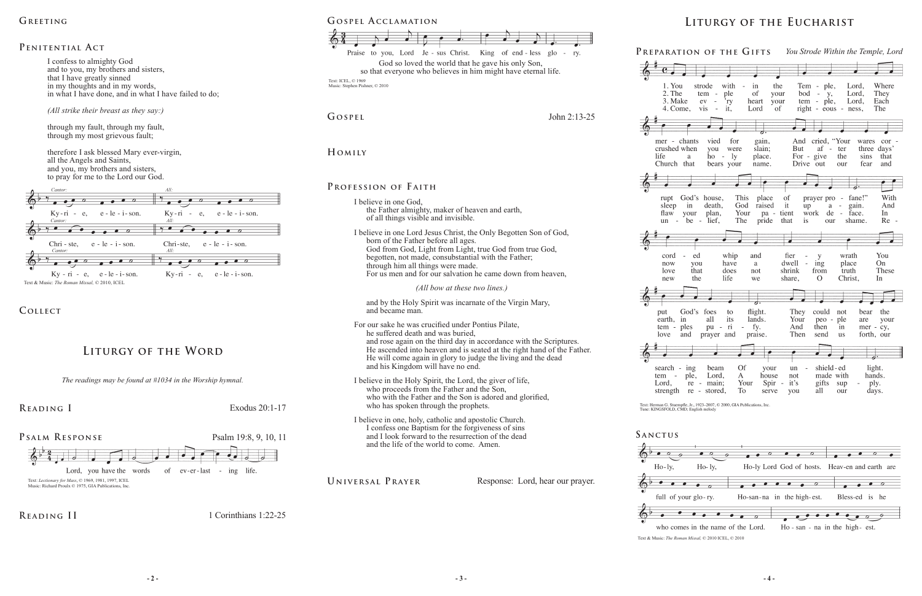## Greeting

## Penitential Act

I confess to almighty God
and to you, my brothers and sisters,
that I have greatly sinned
in my thoughts and in my words,
in what I have done, and in what I have failed to do;

*(All strike their breast as they say:)*

through my fault, through my fault,
through my most grievous fault;

therefore I ask blessed Mary ever-virgin,
all the Angels and Saints,
and you, my brothers and sisters,
to pray for me to the Lord our God.

*Cantor:* Ky-ri - e, e - le - i - son. *All:* Ky-ri - e, e - le - i - son.

*Cantor:* Chri - ste, e - le - i - son. *All:* Chri - ste, e - le - i - son.

*Cantor:* Ky - ri - e, e - le - i - son. *All:* Ky - ri - e, e - le - i - son.

Text & Music: *The Roman Missal,* © 2010, ICEL

## Collect

# Liturgy of the Word

*The readings may be found at #1034 in the Worship hymnal.*

## Reading I

Exodus 20:1-17

## Psalm Response

Psalm 19:8, 9, 10, 11

Lord, you have the words of ev - er - last - ing life.

Text: *Lectionary for Mass*, © 1969, 1981, 1997, ICEL
Music: Richard Proulx © 1975, GIA Publications, Inc.

## Reading II

1 Corinthians 1:22-25

## Gospel Acclamation

Praise to you, Lord Je - sus Christ. King of end - less glo - ry.

God so loved the world that he gave his only Son,
so that everyone who believes in him might have eternal life.

Text: ICEL, © 1969
Music: Stephen Pishner, © 2010

## Gospel

John 2:13-25

## Homily

## Profession of Faith

I believe in one God,
the Father almighty, maker of heaven and earth,
of all things visible and invisible.

I believe in one Lord Jesus Christ, the Only Begotten Son of God,
born of the Father before all ages.
God from God, Light from Light, true God from true God,
begotten, not made, consubstantial with the Father;
through him all things were made.
For us men and for our salvation he came down from heaven,

*(All bow at these two lines.)*

and by the Holy Spirit was incarnate of the Virgin Mary,
and became man.

For our sake he was crucified under Pontius Pilate,
he suffered death and was buried,
and rose again on the third day in accordance with the Scriptures.
He ascended into heaven and is seated at the right hand of the Father.
He will come again in glory to judge the living and the dead
and his Kingdom will have no end.

I believe in the Holy Spirit, the Lord, the giver of life,
who proceeds from the Father and the Son,
who with the Father and the Son is adored and glorified,
who has spoken through the prophets.

I believe in one, holy, catholic and apostolic Church.
I confess one Baptism for the forgiveness of sins
and I look forward to the resurrection of the dead
and the life of the world to come. Amen.

## Universal Prayer

Response: Lord, hear our prayer.

# Liturgy of the Eucharist

## Preparation of the Gifts

*You Strode Within the Temple, Lord*

1. You strode with - in the Tem - ple, Lord, Where mer - chants vied for gain, And cried, "Your wares cor - rupt God's house, This place of prayer pro - fane!" With cord - ed whip and fier - y wrath You put God's foes to flight. They could not bear the search - ing beam Of your un - shield - ed light.

2. The tem - ple of your bod - y, Lord, They crushed when you were slain; But af - ter three days' sleep in death, God raised it up a - gain. And now you have a dwell - ing place On earth, in all its lands. Your peo - ple are your tem - ple, Lord, A house not made with hands.

3. Make ev - 'ry heart your tem - ple, Lord, Each life a ho - ly place. For - give the sins that flaw your plan, Your pa - tient work de - face. In love that does not shrink from truth These tem - ples pu - ri - fy. And then in mer - cy, Lord, re - main; Your Spir - it's gifts sup - ply.

4. Come, vis - it, Lord of right - eous - ness, The Church that bears your name. Drive out our fear and un - be - lief, The pride that is our shame. Re - new the life we share, O Christ, In love and prayer and praise. Then send us forth, our strength re - stored, To serve you all our days.

Text: Herman G. Stuempfle, Jr., 1923–2007, © 2000, GIA Publications, Inc.
Tune: KINGSFOLD, CMD; English melody

## Sanctus

Ho - ly, Ho - ly, Ho - ly Lord God of hosts. Heav - en and earth are full of your glo - ry. Ho - san - na in the high - est. Bless - ed is he who comes in the name of the Lord. Ho - san - na in the high - est.

Text & Music: *The Roman Missal,* © 2010 ICEL, © 2010